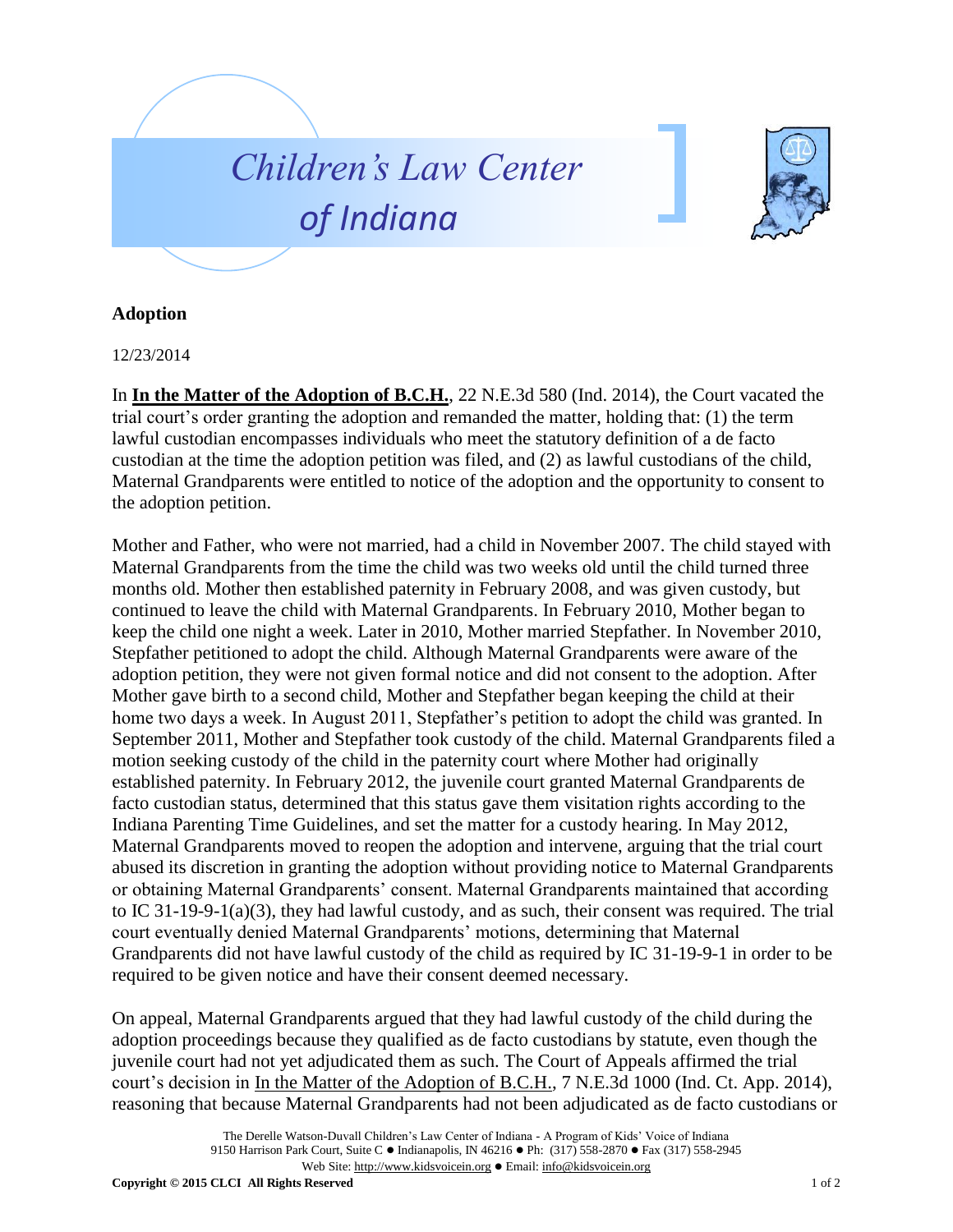# Children's Law Center of Indiana

## Adoption

12/23/2014

In **In the Matter of the Adoption of B.C.H.**, 22 N.E.3d 580 (Ind. 2014), the Court vacated the trial court's order granting the adoption and remanded the matter, holding that: (1) the term lawful custodian encompasses individuals who meet the statutory definition of a de facto custodian at the time the adoption petition was filed, and (2) as lawful custodians of the child, Maternal Grandparents were entitled to notice of the adoption and the opportunity to consent to the adoption petition.

Mother and Father, who were not married, had a child in November 2007. The child stayed with Maternal Grandparents from the time the child was two weeks old until the child turned three months old. Mother then established paternity in February 2008, and was given custody, but continued to leave the child with Maternal Grandparents. In February 2010, Mother began to keep the child one night a week. Later in 2010, Mother married Stepfather. In November 2010, Stepfather petitioned to adopt the child. Although Maternal Grandparents were aware of the adoption petition, they were not given formal notice and did not consent to the adoption. After Mother gave birth to a second child, Mother and Stepfather began keeping the child at their home two days a week. In August 2011, Stepfather's petition to adopt the child was granted. In September 2011, Mother and Stepfather took custody of the child. Maternal Grandparents filed a motion seeking custody of the child in the paternity court where Mother had originally established paternity. In February 2012, the juvenile court granted Maternal Grandparents de facto custodian status, determined that this status gave them visitation rights according to the Indiana Parenting Time Guidelines, and set the matter for a custody hearing. In May 2012, Maternal Grandparents moved to reopen the adoption and intervene, arguing that the trial court abused its discretion in granting the adoption without providing notice to Maternal Grandparents or obtaining Maternal Grandparents' consent. Maternal Grandparents maintained that according to IC 31-19-9-1(a)(3), they had lawful custody, and as such, their consent was required. The trial court eventually denied Maternal Grandparents' motions, determining that Maternal Grandparents did not have lawful custody of the child as required by IC 31-19-9-1 in order to be required to be given notice and have their consent deemed necessary.

On appeal, Maternal Grandparents argued that they had lawful custody of the child during the adoption proceedings because they qualified as de facto custodians by statute, even though the juvenile court had not yet adjudicated them as such. The Court of Appeals affirmed the trial court's decision in In the Matter of the Adoption of B.C.H., 7 N.E.3d 1000 (Ind. Ct. App. 2014), reasoning that because Maternal Grandparents had not been adjudicated as de facto custodians or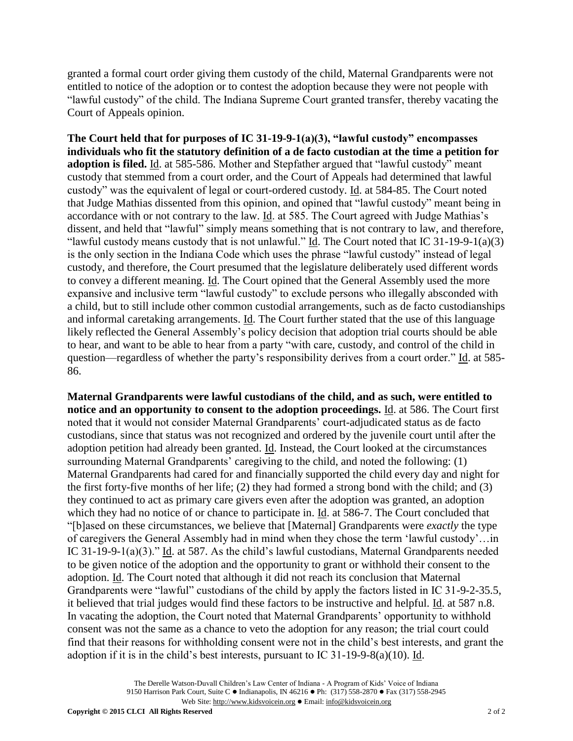granted a formal court order giving them custody of the child, Maternal Grandparents were not entitled to notice of the adoption or to contest the adoption because they were not people with "lawful custody" of the child. The Indiana Supreme Court granted transfer, thereby vacating the Court of Appeals opinion.

**The Court held that for purposes of IC 31-19-9-1(a)(3), "lawful custody" encompasses individuals who fit the statutory definition of a de facto custodian at the time a petition for adoption is filed.** Id. at 585-586. Mother and Stepfather argued that "lawful custody" meant custody that stemmed from a court order, and the Court of Appeals had determined that lawful custody" was the equivalent of legal or court-ordered custody. Id. at 584-85. The Court noted that Judge Mathias dissented from this opinion, and opined that "lawful custody" meant being in accordance with or not contrary to the law. Id. at 585. The Court agreed with Judge Mathias's dissent, and held that "lawful" simply means something that is not contrary to law, and therefore, "lawful custody means custody that is not unlawful." Id. The Court noted that IC 31-19-9-1(a)(3) is the only section in the Indiana Code which uses the phrase "lawful custody" instead of legal custody, and therefore, the Court presumed that the legislature deliberately used different words to convey a different meaning. Id. The Court opined that the General Assembly used the more expansive and inclusive term "lawful custody" to exclude persons who illegally absconded with a child, but to still include other common custodial arrangements, such as de facto custodianships and informal caretaking arrangements. Id. The Court further stated that the use of this language likely reflected the General Assembly's policy decision that adoption trial courts should be able to hear, and want to be able to hear from a party "with care, custody, and control of the child in question—regardless of whether the party's responsibility derives from a court order." Id. at 585-86.

**Maternal Grandparents were lawful custodians of the child, and as such, were entitled to notice and an opportunity to consent to the adoption proceedings.** Id. at 586. The Court first noted that it would not consider Maternal Grandparents' court-adjudicated status as de facto custodians, since that status was not recognized and ordered by the juvenile court until after the adoption petition had already been granted. Id. Instead, the Court looked at the circumstances surrounding Maternal Grandparents' caregiving to the child, and noted the following: (1) Maternal Grandparents had cared for and financially supported the child every day and night for the first forty-five months of her life; (2) they had formed a strong bond with the child; and (3) they continued to act as primary care givers even after the adoption was granted, an adoption which they had no notice of or chance to participate in. Id. at 586-7. The Court concluded that "[b]ased on these circumstances, we believe that [Maternal] Grandparents were *exactly* the type of caregivers the General Assembly had in mind when they chose the term 'lawful custody'…in IC 31-19-9-1(a)(3)." Id. at 587. As the child's lawful custodians, Maternal Grandparents needed to be given notice of the adoption and the opportunity to grant or withhold their consent to the adoption. Id. The Court noted that although it did not reach its conclusion that Maternal Grandparents were "lawful" custodians of the child by apply the factors listed in IC 31-9-2-35.5, it believed that trial judges would find these factors to be instructive and helpful. Id. at 587 n.8. In vacating the adoption, the Court noted that Maternal Grandparents' opportunity to withhold consent was not the same as a chance to veto the adoption for any reason; the trial court could find that their reasons for withholding consent were not in the child's best interests, and grant the adoption if it is in the child's best interests, pursuant to IC 31-19-9-8(a)(10). Id.

The Derelle Watson-Duvall Children's Law Center of Indiana - A Program of Kids' Voice of Indiana
9150 Harrison Park Court, Suite C ● Indianapolis, IN 46216 ● Ph: (317) 558-2870 ● Fax (317) 558-2945
Web Site: http://www.kidsvoicein.org ● Email: info@kidsvoicein.org

**Copyright © 2015 CLCI All Rights Reserved**